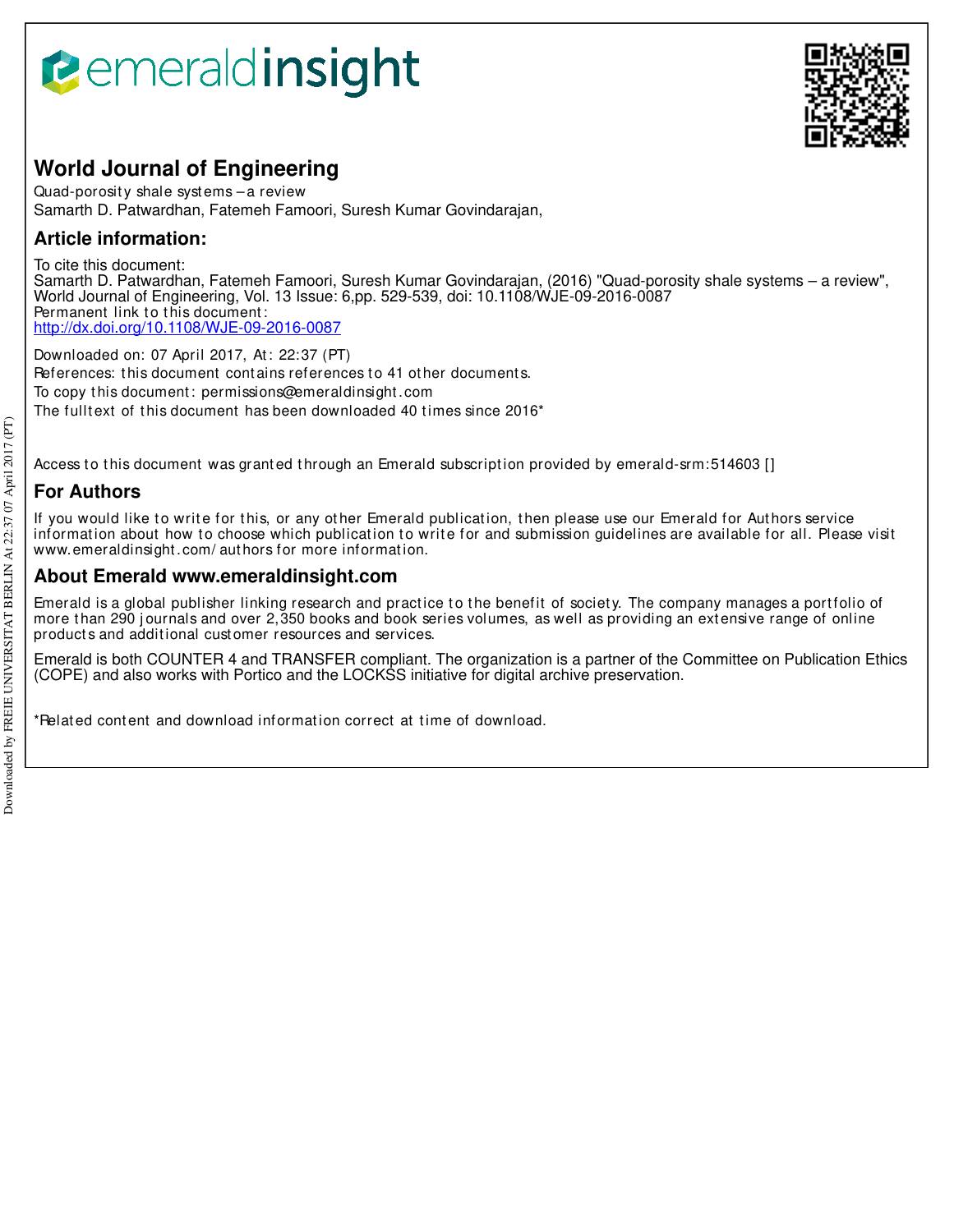# World Journal of Engineering

Quad-porosity shale systems – a review
Samarth D. Patwardhan, Fatemeh Famoori, Suresh Kumar Govindarajan,

## Article information:

To cite this document:
Samarth D. Patwardhan, Fatemeh Famoori, Suresh Kumar Govindarajan, (2016) "Quad-porosity shale systems – a review", World Journal of Engineering, Vol. 13 Issue: 6,pp. 529-539, doi: 10.1108/WJE-09-2016-0087
Permanent link to this document:
http://dx.doi.org/10.1108/WJE-09-2016-0087

Downloaded on: 07 April 2017, At: 22:37 (PT)
References: this document contains references to 41 other documents.
To copy this document: permissions@emeraldinsight.com
The fulltext of this document has been downloaded 40 times since 2016*

Access to this document was granted through an Emerald subscription provided by emerald-srm:514603 []

## For Authors

If you would like to write for this, or any other Emerald publication, then please use our Emerald for Authors service information about how to choose which publication to write for and submission guidelines are available for all. Please visit www.emeraldinsight.com/authors for more information.

## About Emerald www.emeraldinsight.com

Emerald is a global publisher linking research and practice to the benefit of society. The company manages a portfolio of more than 290 journals and over 2,350 books and book series volumes, as well as providing an extensive range of online products and additional customer resources and services.

Emerald is both COUNTER 4 and TRANSFER compliant. The organization is a partner of the Committee on Publication Ethics (COPE) and also works with Portico and the LOCKSS initiative for digital archive preservation.

*Related content and download information correct at time of download.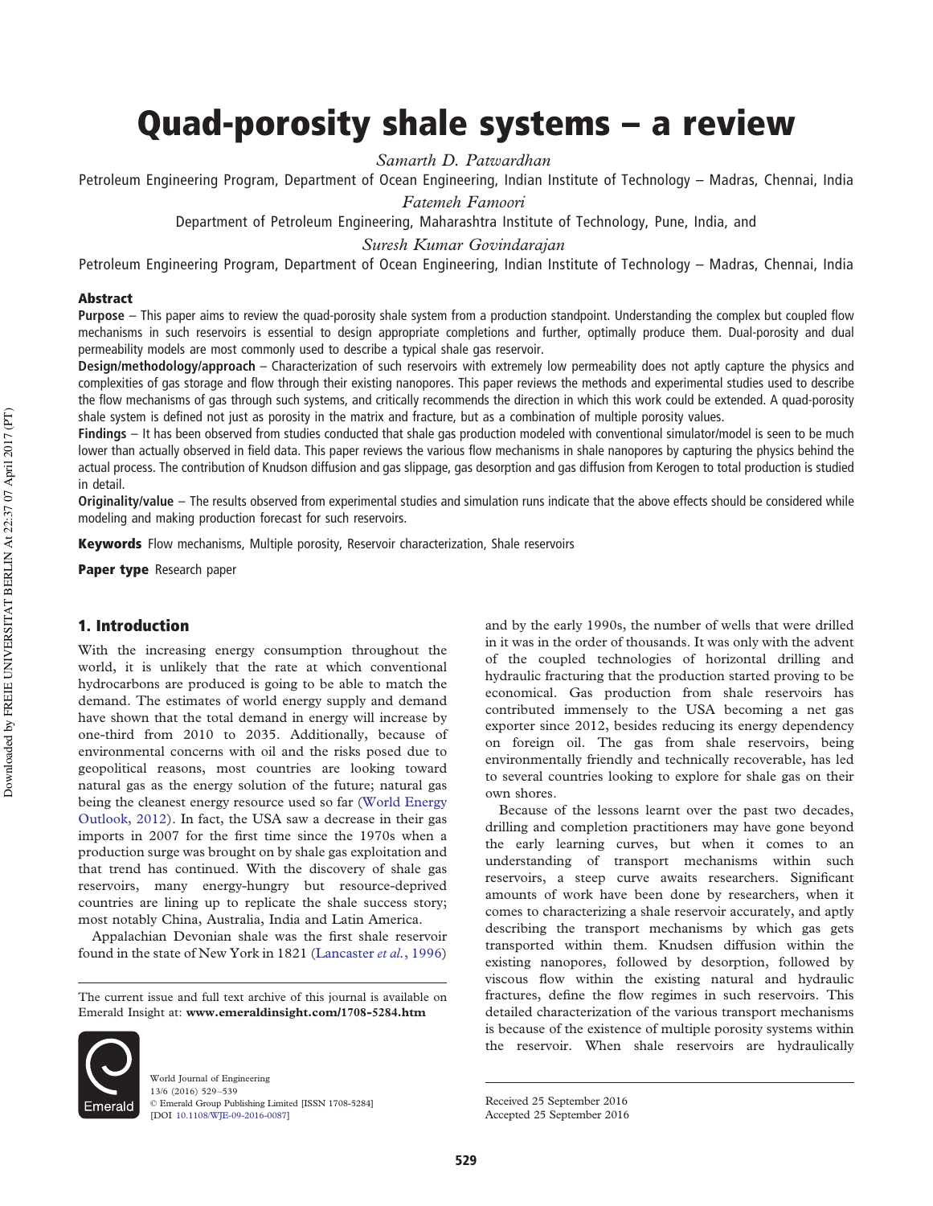# Quad-porosity shale systems – a review

*Samarth D. Patwardhan*

Petroleum Engineering Program, Department of Ocean Engineering, Indian Institute of Technology – Madras, Chennai, India

*Fatemeh Famoori*

Department of Petroleum Engineering, Maharashtra Institute of Technology, Pune, India, and

*Suresh Kumar Govindarajan*

Petroleum Engineering Program, Department of Ocean Engineering, Indian Institute of Technology – Madras, Chennai, India

## Abstract

**Purpose** – This paper aims to review the quad-porosity shale system from a production standpoint. Understanding the complex but coupled flow mechanisms in such reservoirs is essential to design appropriate completions and further, optimally produce them. Dual-porosity and dual permeability models are most commonly used to describe a typical shale gas reservoir.

**Design/methodology/approach** – Characterization of such reservoirs with extremely low permeability does not aptly capture the physics and complexities of gas storage and flow through their existing nanopores. This paper reviews the methods and experimental studies used to describe the flow mechanisms of gas through such systems, and critically recommends the direction in which this work could be extended. A quad-porosity shale system is defined not just as porosity in the matrix and fracture, but as a combination of multiple porosity values.

**Findings** – It has been observed from studies conducted that shale gas production modeled with conventional simulator/model is seen to be much lower than actually observed in field data. This paper reviews the various flow mechanisms in shale nanopores by capturing the physics behind the actual process. The contribution of Knudson diffusion and gas slippage, gas desorption and gas diffusion from Kerogen to total production is studied in detail.

**Originality/value** – The results observed from experimental studies and simulation runs indicate that the above effects should be considered while modeling and making production forecast for such reservoirs.

**Keywords** Flow mechanisms, Multiple porosity, Reservoir characterization, Shale reservoirs

**Paper type** Research paper

## 1. Introduction

With the increasing energy consumption throughout the world, it is unlikely that the rate at which conventional hydrocarbons are produced is going to be able to match the demand. The estimates of world energy supply and demand have shown that the total demand in energy will increase by one-third from 2010 to 2035. Additionally, because of environmental concerns with oil and the risks posed due to geopolitical reasons, most countries are looking toward natural gas as the energy solution of the future; natural gas being the cleanest energy resource used so far (World Energy Outlook, 2012). In fact, the USA saw a decrease in their gas imports in 2007 for the first time since the 1970s when a production surge was brought on by shale gas exploitation and that trend has continued. With the discovery of shale gas reservoirs, many energy-hungry but resource-deprived countries are lining up to replicate the shale success story; most notably China, Australia, India and Latin America.

Appalachian Devonian shale was the first shale reservoir found in the state of New York in 1821 (Lancaster *et al.*, 1996) and by the early 1990s, the number of wells that were drilled in it was in the order of thousands. It was only with the advent of the coupled technologies of horizontal drilling and hydraulic fracturing that the production started proving to be economical. Gas production from shale reservoirs has contributed immensely to the USA becoming a net gas exporter since 2012, besides reducing its energy dependency on foreign oil. The gas from shale reservoirs, being environmentally friendly and technically recoverable, has led to several countries looking to explore for shale gas on their own shores.

Because of the lessons learnt over the past two decades, drilling and completion practitioners may have gone beyond the early learning curves, but when it comes to an understanding of transport mechanisms within such reservoirs, a steep curve awaits researchers. Significant amounts of work have been done by researchers, when it comes to characterizing a shale reservoir accurately, and aptly describing the transport mechanisms by which gas gets transported within them. Knudsen diffusion within the existing nanopores, followed by desorption, followed by viscous flow within the existing natural and hydraulic fractures, define the flow regimes in such reservoirs. This detailed characterization of the various transport mechanisms is because of the existence of multiple porosity systems within the reservoir. When shale reservoirs are hydraulically

The current issue and full text archive of this journal is available on Emerald Insight at: **www.emeraldinsight.com/1708-5284.htm**

World Journal of Engineering
13/6 (2016) 529–539
© Emerald Group Publishing Limited [ISSN 1708-5284]
[DOI 10.1108/WJE-09-2016-0087]

Received 25 September 2016
Accepted 25 September 2016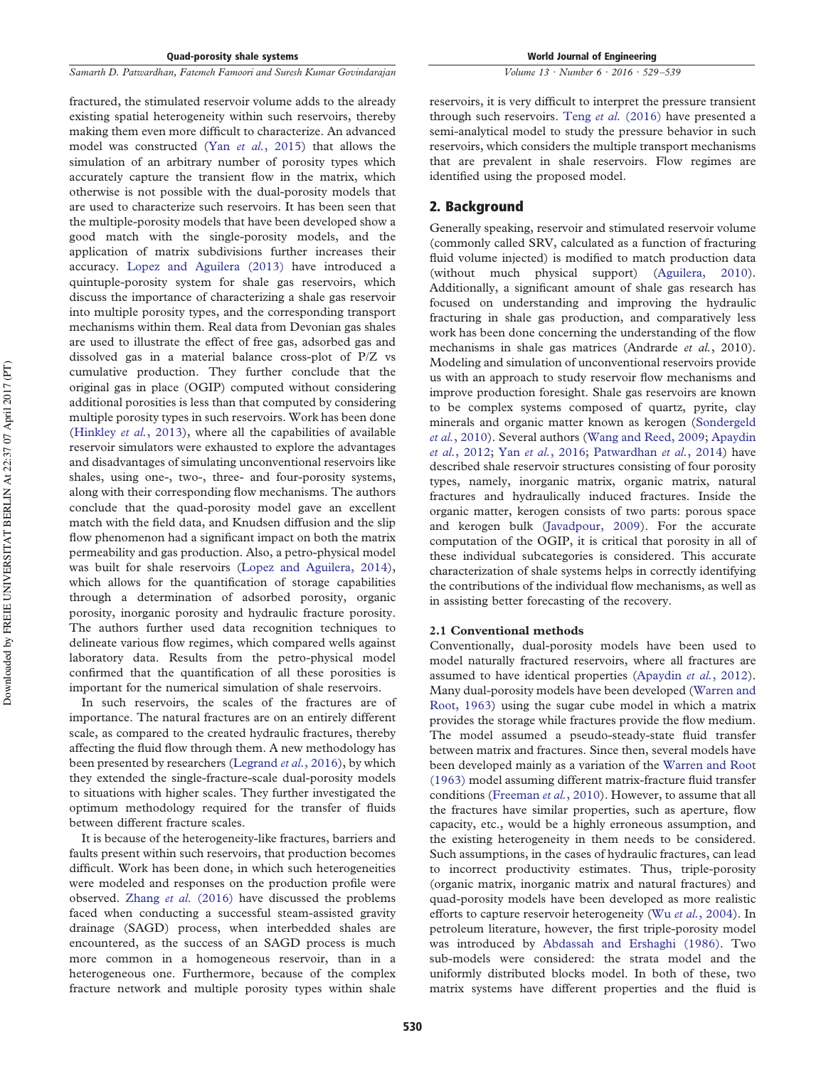fractured, the stimulated reservoir volume adds to the already existing spatial heterogeneity within such reservoirs, thereby making them even more difficult to characterize. An advanced model was constructed (Yan *et al.*, 2015) that allows the simulation of an arbitrary number of porosity types which accurately capture the transient flow in the matrix, which otherwise is not possible with the dual-porosity models that are used to characterize such reservoirs. It has been seen that the multiple-porosity models that have been developed show a good match with the single-porosity models, and the application of matrix subdivisions further increases their accuracy. Lopez and Aguilera (2013) have introduced a quintuple-porosity system for shale gas reservoirs, which discuss the importance of characterizing a shale gas reservoir into multiple porosity types, and the corresponding transport mechanisms within them. Real data from Devonian gas shales are used to illustrate the effect of free gas, adsorbed gas and dissolved gas in a material balance cross-plot of P/Z vs cumulative production. They further conclude that the original gas in place (OGIP) computed without considering additional porosities is less than that computed by considering multiple porosity types in such reservoirs. Work has been done (Hinkley *et al.*, 2013), where all the capabilities of available reservoir simulators were exhausted to explore the advantages and disadvantages of simulating unconventional reservoirs like shales, using one-, two-, three- and four-porosity systems, along with their corresponding flow mechanisms. The authors conclude that the quad-porosity model gave an excellent match with the field data, and Knudsen diffusion and the slip flow phenomenon had a significant impact on both the matrix permeability and gas production. Also, a petro-physical model was built for shale reservoirs (Lopez and Aguilera, 2014), which allows for the quantification of storage capabilities through a determination of adsorbed porosity, organic porosity, inorganic porosity and hydraulic fracture porosity. The authors further used data recognition techniques to delineate various flow regimes, which compared wells against laboratory data. Results from the petro-physical model confirmed that the quantification of all these porosities is important for the numerical simulation of shale reservoirs.

In such reservoirs, the scales of the fractures are of importance. The natural fractures are on an entirely different scale, as compared to the created hydraulic fractures, thereby affecting the fluid flow through them. A new methodology has been presented by researchers (Legrand *et al.*, 2016), by which they extended the single-fracture-scale dual-porosity models to situations with higher scales. They further investigated the optimum methodology required for the transfer of fluids between different fracture scales.

It is because of the heterogeneity-like fractures, barriers and faults present within such reservoirs, that production becomes difficult. Work has been done, in which such heterogeneities were modeled and responses on the production profile were observed. Zhang *et al.* (2016) have discussed the problems faced when conducting a successful steam-assisted gravity drainage (SAGD) process, when interbedded shales are encountered, as the success of an SAGD process is much more common in a homogeneous reservoir, than in a heterogeneous one. Furthermore, because of the complex fracture network and multiple porosity types within shale reservoirs, it is very difficult to interpret the pressure transient through such reservoirs. Teng *et al.* (2016) have presented a semi-analytical model to study the pressure behavior in such reservoirs, which considers the multiple transport mechanisms that are prevalent in shale reservoirs. Flow regimes are identified using the proposed model.

## 2. Background

Generally speaking, reservoir and stimulated reservoir volume (commonly called SRV, calculated as a function of fracturing fluid volume injected) is modified to match production data (without much physical support) (Aguilera, 2010). Additionally, a significant amount of shale gas research has focused on understanding and improving the hydraulic fracturing in shale gas production, and comparatively less work has been done concerning the understanding of the flow mechanisms in shale gas matrices (Andrarde *et al.*, 2010). Modeling and simulation of unconventional reservoirs provide us with an approach to study reservoir flow mechanisms and improve production foresight. Shale gas reservoirs are known to be complex systems composed of quartz, pyrite, clay minerals and organic matter known as kerogen (Sondergeld *et al.*, 2010). Several authors (Wang and Reed, 2009; Apaydin *et al.*, 2012; Yan *et al.*, 2016; Patwardhan *et al.*, 2014) have described shale reservoir structures consisting of four porosity types, namely, inorganic matrix, organic matrix, natural fractures and hydraulically induced fractures. Inside the organic matter, kerogen consists of two parts: porous space and kerogen bulk (Javadpour, 2009). For the accurate computation of the OGIP, it is critical that porosity in all of these individual subcategories is considered. This accurate characterization of shale systems helps in correctly identifying the contributions of the individual flow mechanisms, as well as in assisting better forecasting of the recovery.

### 2.1 Conventional methods

Conventionally, dual-porosity models have been used to model naturally fractured reservoirs, where all fractures are assumed to have identical properties (Apaydin *et al.*, 2012). Many dual-porosity models have been developed (Warren and Root, 1963) using the sugar cube model in which a matrix provides the storage while fractures provide the flow medium. The model assumed a pseudo-steady-state fluid transfer between matrix and fractures. Since then, several models have been developed mainly as a variation of the Warren and Root (1963) model assuming different matrix-fracture fluid transfer conditions (Freeman *et al.*, 2010). However, to assume that all the fractures have similar properties, such as aperture, flow capacity, etc., would be a highly erroneous assumption, and the existing heterogeneity in them needs to be considered. Such assumptions, in the cases of hydraulic fractures, can lead to incorrect productivity estimates. Thus, triple-porosity (organic matrix, inorganic matrix and natural fractures) and quad-porosity models have been developed as more realistic efforts to capture reservoir heterogeneity (Wu *et al.*, 2004). In petroleum literature, however, the first triple-porosity model was introduced by Abdassah and Ershaghi (1986). Two sub-models were considered: the strata model and the uniformly distributed blocks model. In both of these, two matrix systems have different properties and the fluid is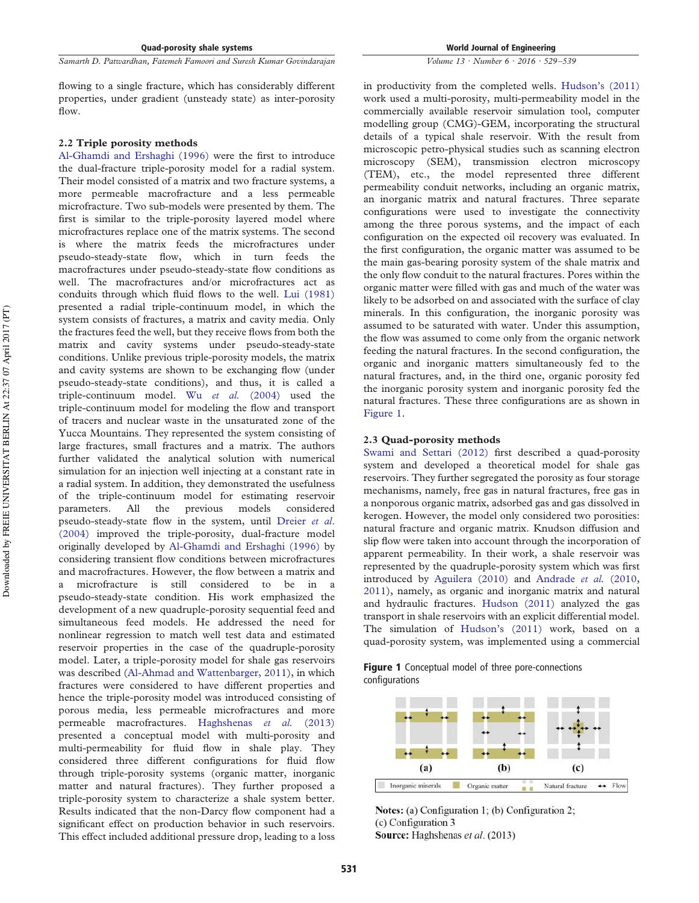flowing to a single fracture, which has considerably different properties, under gradient (unsteady state) as inter-porosity flow.

### 2.2 Triple porosity methods

Al-Ghamdi and Ershaghi (1996) were the first to introduce the dual-fracture triple-porosity model for a radial system. Their model consisted of a matrix and two fracture systems, a more permeable macrofracture and a less permeable microfracture. Two sub-models were presented by them. The first is similar to the triple-porosity layered model where microfractures replace one of the matrix systems. The second is where the matrix feeds the microfractures under pseudo-steady-state flow, which in turn feeds the macrofractures under pseudo-steady-state flow conditions as well. The macrofractures and/or microfractures act as conduits through which fluid flows to the well. Lui (1981) presented a radial triple-continuum model, in which the system consists of fractures, a matrix and cavity media. Only the fractures feed the well, but they receive flows from both the matrix and cavity systems under pseudo-steady-state conditions. Unlike previous triple-porosity models, the matrix and cavity systems are shown to be exchanging flow (under pseudo-steady-state conditions), and thus, it is called a triple-continuum model. Wu *et al.* (2004) used the triple-continuum model for modeling the flow and transport of tracers and nuclear waste in the unsaturated zone of the Yucca Mountains. They represented the system consisting of large fractures, small fractures and a matrix. The authors further validated the analytical solution with numerical simulation for an injection well injecting at a constant rate in a radial system. In addition, they demonstrated the usefulness of the triple-continuum model for estimating reservoir parameters. All the previous models considered pseudo-steady-state flow in the system, until Dreier *et al.* (2004) improved the triple-porosity, dual-fracture model originally developed by Al-Ghamdi and Ershaghi (1996) by considering transient flow conditions between microfractures and macrofractures. However, the flow between a matrix and a microfracture is still considered to be in a pseudo-steady-state condition. His work emphasized the development of a new quadruple-porosity sequential feed and simultaneous feed models. He addressed the need for nonlinear regression to match well test data and estimated reservoir properties in the case of the quadruple-porosity model. Later, a triple-porosity model for shale gas reservoirs was described (Al-Ahmad and Wattenbarger, 2011), in which fractures were considered to have different properties and hence the triple-porosity model was introduced consisting of porous media, less permeable microfractures and more permeable macrofractures. Haghshenas *et al.* (2013) presented a conceptual model with multi-porosity and multi-permeability for fluid flow in shale play. They considered three different configurations for fluid flow through triple-porosity systems (organic matter, inorganic matter and natural fractures). They further proposed a triple-porosity system to characterize a shale system better. Results indicated that the non-Darcy flow component had a significant effect on production behavior in such reservoirs. This effect included additional pressure drop, leading to a loss in productivity from the completed wells. Hudson's (2011) work used a multi-porosity, multi-permeability model in the commercially available reservoir simulation tool, computer modelling group (CMG)-GEM, incorporating the structural details of a typical shale reservoir. With the result from microscopic petro-physical studies such as scanning electron microscopy (SEM), transmission electron microscopy (TEM), etc., the model represented three different permeability conduit networks, including an organic matrix, an inorganic matrix and natural fractures. Three separate configurations were used to investigate the connectivity among the three porous systems, and the impact of each configuration on the expected oil recovery was evaluated. In the first configuration, the organic matter was assumed to be the main gas-bearing porosity system of the shale matrix and the only flow conduit to the natural fractures. Pores within the organic matter were filled with gas and much of the water was likely to be adsorbed on and associated with the surface of clay minerals. In this configuration, the inorganic porosity was assumed to be saturated with water. Under this assumption, the flow was assumed to come only from the organic network feeding the natural fractures. In the second configuration, the organic and inorganic matters simultaneously fed to the natural fractures, and, in the third one, organic porosity fed the inorganic porosity system and inorganic porosity fed the natural fractures. These three configurations are as shown in Figure 1.

### 2.3 Quad-porosity methods

Swami and Settari (2012) first described a quad-porosity system and developed a theoretical model for shale gas reservoirs. They further segregated the porosity as four storage mechanisms, namely, free gas in natural fractures, free gas in a nonporous organic matrix, adsorbed gas and gas dissolved in kerogen. However, the model only considered two porosities: natural fracture and organic matrix. Knudson diffusion and slip flow were taken into account through the incorporation of apparent permeability. In their work, a shale reservoir was represented by the quadruple-porosity system which was first introduced by Aguilera (2010) and Andrade *et al.* (2010, 2011), namely, as organic and inorganic matrix and natural and hydraulic fractures. Hudson (2011) analyzed the gas transport in shale reservoirs with an explicit differential model. The simulation of Hudson's (2011) work, based on a quad-porosity system, was implemented using a commercial

**Figure 1** Conceptual model of three pore-connections configurations

(a) (b) (c)

Inorganic minerals    Organic matter    Natural fracture    Flow

**Notes:** (a) Configuration 1; (b) Configuration 2; (c) Configuration 3
**Source:** Haghshenas *et al.* (2013)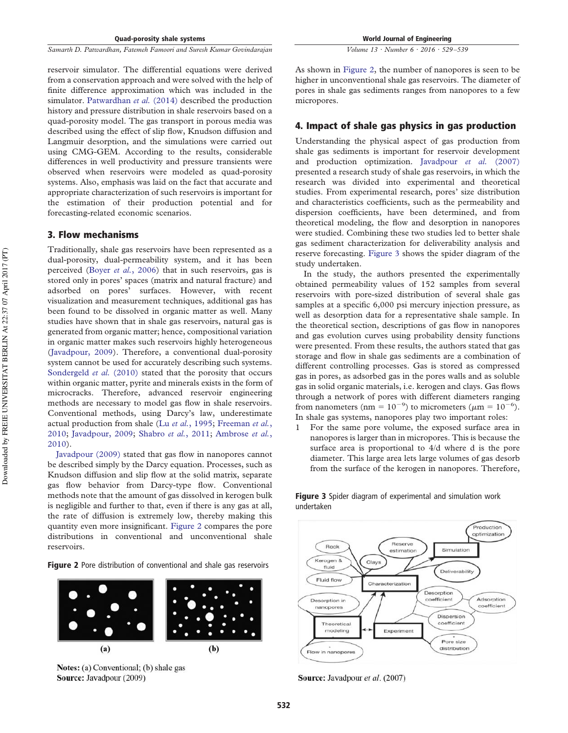reservoir simulator. The differential equations were derived from a conservation approach and were solved with the help of finite difference approximation which was included in the simulator. Patwardhan *et al.* (2014) described the production history and pressure distribution in shale reservoirs based on a quad-porosity model. The gas transport in porous media was described using the effect of slip flow, Knudson diffusion and Langmuir desorption, and the simulations were carried out using CMG-GEM. According to the results, considerable differences in well productivity and pressure transients were observed when reservoirs were modeled as quad-porosity systems. Also, emphasis was laid on the fact that accurate and appropriate characterization of such reservoirs is important for the estimation of their production potential and for forecasting-related economic scenarios.

## 3. Flow mechanisms

Traditionally, shale gas reservoirs have been represented as a dual-porosity, dual-permeability system, and it has been perceived (Boyer *et al.*, 2006) that in such reservoirs, gas is stored only in pores' spaces (matrix and natural fracture) and adsorbed on pores' surfaces. However, with recent visualization and measurement techniques, additional gas has been found to be dissolved in organic matter as well. Many studies have shown that in shale gas reservoirs, natural gas is generated from organic matter; hence, compositional variation in organic matter makes such reservoirs highly heterogeneous (Javadpour, 2009). Therefore, a conventional dual-porosity system cannot be used for accurately describing such systems. Sondergeld *et al.* (2010) stated that the porosity that occurs within organic matter, pyrite and minerals exists in the form of microcracks. Therefore, advanced reservoir engineering methods are necessary to model gas flow in shale reservoirs. Conventional methods, using Darcy's law, underestimate actual production from shale (Lu *et al.*, 1995; Freeman *et al.*, 2010; Javadpour, 2009; Shabro *et al.*, 2011; Ambrose *et al.*, 2010).

Javadpour (2009) stated that gas flow in nanopores cannot be described simply by the Darcy equation. Processes, such as Knudson diffusion and slip flow at the solid matrix, separate gas flow behavior from Darcy-type flow. Conventional methods note that the amount of gas dissolved in kerogen bulk is negligible and further to that, even if there is any gas at all, the rate of diffusion is extremely low, thereby making this quantity even more insignificant. Figure 2 compares the pore distributions in conventional and unconventional shale reservoirs.

**Figure 2** Pore distribution of conventional and shale gas reservoirs

(a)

(b)

**Notes:** (a) Conventional; (b) shale gas
**Source:** Javadpour (2009)

As shown in Figure 2, the number of nanopores is seen to be higher in unconventional shale gas reservoirs. The diameter of pores in shale gas sediments ranges from nanopores to a few micropores.

## 4. Impact of shale gas physics in gas production

Understanding the physical aspect of gas production from shale gas sediments is important for reservoir development and production optimization. Javadpour *et al.* (2007) presented a research study of shale gas reservoirs, in which the research was divided into experimental and theoretical studies. From experimental research, pores' size distribution and characteristics coefficients, such as the permeability and dispersion coefficients, have been determined, and from theoretical modeling, the flow and desorption in nanopores were studied. Combining these two studies led to better shale gas sediment characterization for deliverability analysis and reserve forecasting. Figure 3 shows the spider diagram of the study undertaken.

In the study, the authors presented the experimentally obtained permeability values of 152 samples from several reservoirs with pore-sized distribution of several shale gas samples at a specific 6,000 psi mercury injection pressure, as well as desorption data for a representative shale sample. In the theoretical section, descriptions of gas flow in nanopores and gas evolution curves using probability density functions were presented. From these results, the authors stated that gas storage and flow in shale gas sediments are a combination of different controlling processes. Gas is stored as compressed gas in pores, as adsorbed gas in the pores walls and as soluble gas in solid organic materials, i.e. kerogen and clays. Gas flows through a network of pores with different diameters ranging from nanometers (nm = $10^{-9}$) to micrometers ($\mu$m = $10^{-6}$). In shale gas systems, nanopores play two important roles:

1. For the same pore volume, the exposed surface area in nanopores is larger than in micropores. This is because the surface area is proportional to 4/d where d is the pore diameter. This large area lets large volumes of gas desorb from the surface of the kerogen in nanopores. Therefore,

**Figure 3** Spider diagram of experimental and simulation work undertaken

Production optimization
Rock
Reserve estimation
Simulation
Kerogen & fluid
Clays
Deliverability
Fluid flow
Characterization
Desorption coefficient
Adsorption coefficient
Desorption in nanopores
Dispersion coefficient
Theoretical modeling
Experiment
Pore size distribution
Flow in nanopores

**Source:** Javadpour *et al.* (2007)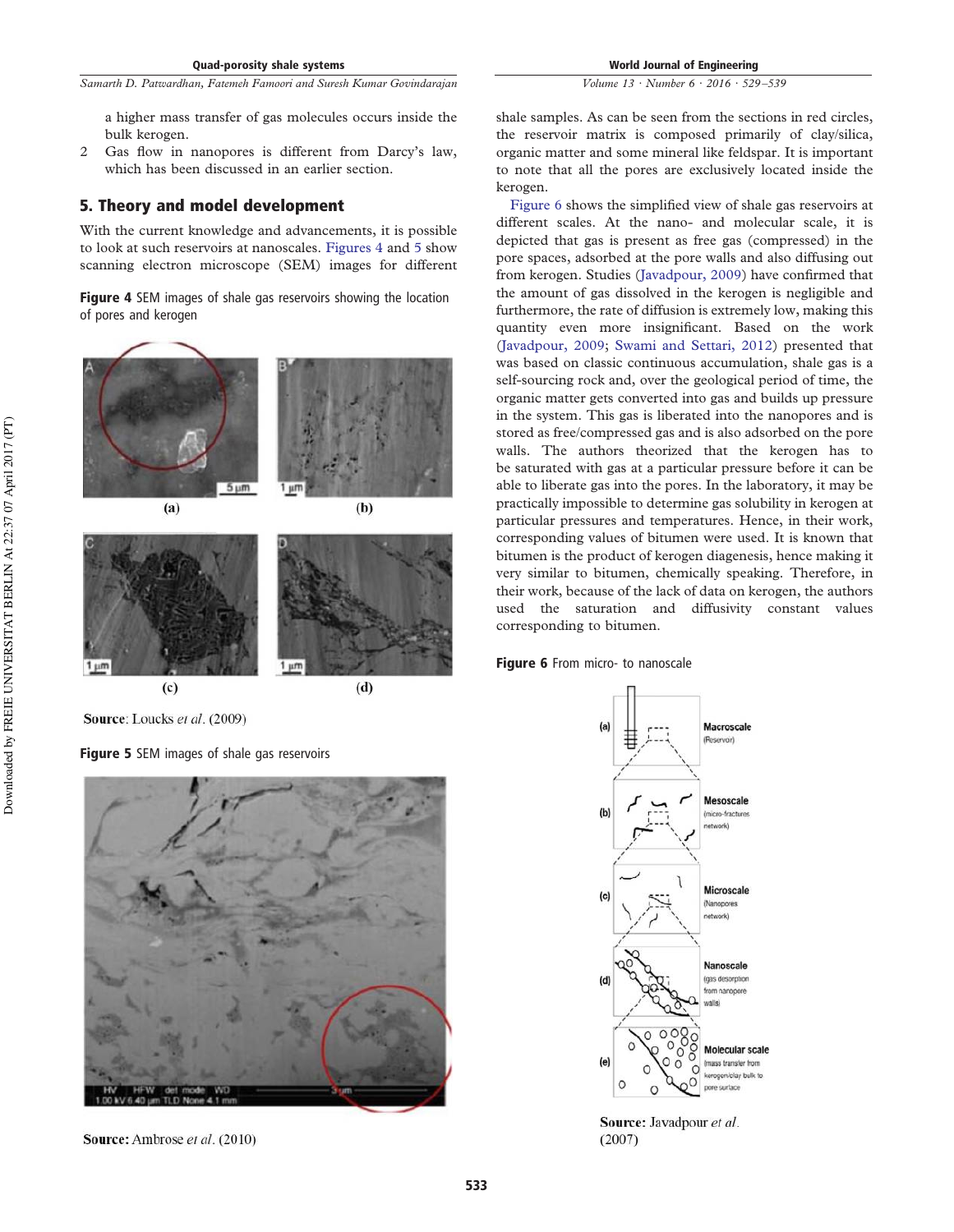a higher mass transfer of gas molecules occurs inside the bulk kerogen.

2 Gas flow in nanopores is different from Darcy's law, which has been discussed in an earlier section.

## 5. Theory and model development

With the current knowledge and advancements, it is possible to look at such reservoirs at nanoscales. Figures 4 and 5 show scanning electron microscope (SEM) images for different shale samples. As can be seen from the sections in red circles, the reservoir matrix is composed primarily of clay/silica, organic matter and some mineral like feldspar. It is important to note that all the pores are exclusively located inside the kerogen.

**Figure 4** SEM images of shale gas reservoirs showing the location of pores and kerogen

A
5 μm
(a)

B
1 μm
(b)

C
1 μm
(c)

D
1 μm
(d)

**Source**: Loucks *et al*. (2009)

**Figure 5** SEM images of shale gas reservoirs

HV HFW det mode WD
1.00 kV 6.40 μm TLD None 4.1 mm
3 μm

**Source:** Ambrose *et al*. (2010)

Figure 6 shows the simplified view of shale gas reservoirs at different scales. At the nano- and molecular scale, it is depicted that gas is present as free gas (compressed) in the pore spaces, adsorbed at the pore walls and also diffusing out from kerogen. Studies (Javadpour, 2009) have confirmed that the amount of gas dissolved in the kerogen is negligible and furthermore, the rate of diffusion is extremely low, making this quantity even more insignificant. Based on the work (Javadpour, 2009; Swami and Settari, 2012) presented that was based on classic continuous accumulation, shale gas is a self-sourcing rock and, over the geological period of time, the organic matter gets converted into gas and builds up pressure in the system. This gas is liberated into the nanopores and is stored as free/compressed gas and is also adsorbed on the pore walls. The authors theorized that the kerogen has to be saturated with gas at a particular pressure before it can be able to liberate gas into the pores. In the laboratory, it may be practically impossible to determine gas solubility in kerogen at particular pressures and temperatures. Hence, in their work, corresponding values of bitumen were used. It is known that bitumen is the product of kerogen diagenesis, hence making it very similar to bitumen, chemically speaking. Therefore, in their work, because of the lack of data on kerogen, the authors used the saturation and diffusivity constant values corresponding to bitumen.

**Figure 6** From micro- to nanoscale

(a) Macroscale
(Reservoir)

(b) Mesoscale
(micro-fractures network)

(c) Microscale
(Nanopores network)

(d) Nanoscale
(gas desorption from nanopore walls)

(e) Molecular scale
(mass transfer from kerogen/clay bulk to pore surface

**Source:** Javadpour *et al*. (2007)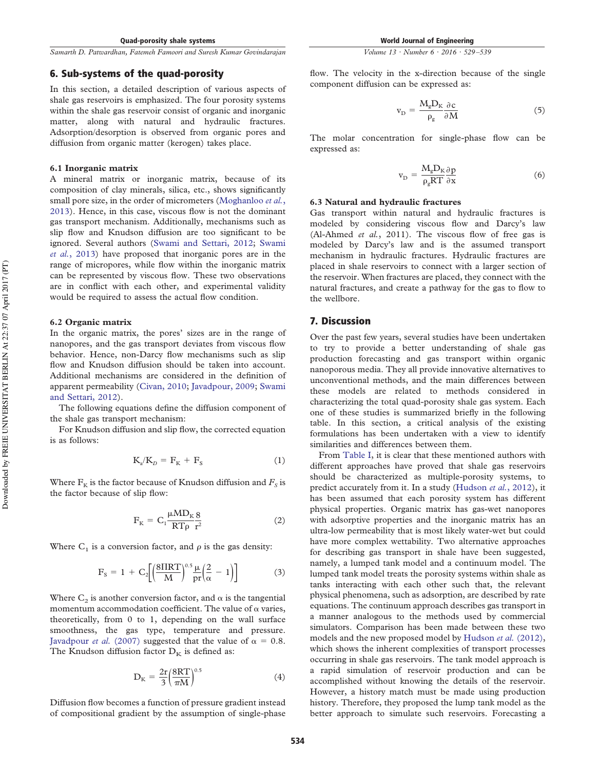## 6. Sub-systems of the quad-porosity

In this section, a detailed description of various aspects of shale gas reservoirs is emphasized. The four porosity systems within the shale gas reservoir consist of organic and inorganic matter, along with natural and hydraulic fractures. Adsorption/desorption is observed from organic pores and diffusion from organic matter (kerogen) takes place.

### 6.1 Inorganic matrix

A mineral matrix or inorganic matrix, because of its composition of clay minerals, silica, etc., shows significantly small pore size, in the order of micrometers (Moghanloo *et al.*, 2013). Hence, in this case, viscous flow is not the dominant gas transport mechanism. Additionally, mechanisms such as slip flow and Knudson diffusion are too significant to be ignored. Several authors (Swami and Settari, 2012; Swami *et al.*, 2013) have proposed that inorganic pores are in the range of micropores, while flow within the inorganic matrix can be represented by viscous flow. These two observations are in conflict with each other, and experimental validity would be required to assess the actual flow condition.

### 6.2 Organic matrix

In the organic matrix, the pores' sizes are in the range of nanopores, and the gas transport deviates from viscous flow behavior. Hence, non-Darcy flow mechanisms such as slip flow and Knudson diffusion should be taken into account. Additional mechanisms are considered in the definition of apparent permeability (Civan, 2010; Javadpour, 2009; Swami and Settari, 2012).

The following equations define the diffusion component of the shale gas transport mechanism:

For Knudson diffusion and slip flow, the corrected equation is as follows:

$$K_a/K_D = F_K + F_S \tag{1}$$

Where $F_K$ is the factor because of Knudson diffusion and $F_S$ is the factor because of slip flow:

$$F_K = C_1 \frac{\mu M D_K}{RT\rho} \frac{8}{r^2} \tag{2}$$

Where $C_1$ is a conversion factor, and $\rho$ is the gas density:

$$F_S = 1 + C_2\left[\left(\frac{8\Pi RT}{M}\right)^{0.5} \frac{\mu}{pr}\left(\frac{2}{\alpha} - 1\right)\right] \tag{3}$$

Where $C_2$ is another conversion factor, and $\alpha$ is the tangential momentum accommodation coefficient. The value of $\alpha$ varies, theoretically, from 0 to 1, depending on the wall surface smoothness, the gas type, temperature and pressure. Javadpour *et al.* (2007) suggested that the value of $\alpha = 0.8$. The Knudson diffusion factor $D_K$ is defined as:

$$D_K = \frac{2r}{3}\left(\frac{8RT}{\pi M}\right)^{0.5} \tag{4}$$

Diffusion flow becomes a function of pressure gradient instead of compositional gradient by the assumption of single-phase flow. The velocity in the x-direction because of the single component diffusion can be expressed as:

$$v_D = \frac{M_g D_K}{\rho_g} \frac{\partial c}{\partial M} \tag{5}$$

The molar concentration for single-phase flow can be expressed as:

$$v_D = \frac{M_g D_K}{\rho_g RT} \frac{\partial p}{\partial x} \tag{6}$$

### 6.3 Natural and hydraulic fractures

Gas transport within natural and hydraulic fractures is modeled by considering viscous flow and Darcy's law (Al-Ahmed *et al.*, 2011). The viscous flow of free gas is modeled by Darcy's law and is the assumed transport mechanism in hydraulic fractures. Hydraulic fractures are placed in shale reservoirs to connect with a larger section of the reservoir. When fractures are placed, they connect with the natural fractures, and create a pathway for the gas to flow to the wellbore.

## 7. Discussion

Over the past few years, several studies have been undertaken to try to provide a better understanding of shale gas production forecasting and gas transport within organic nanoporous media. They all provide innovative alternatives to unconventional methods, and the main differences between these models are related to methods considered in characterizing the total quad-porosity shale gas system. Each one of these studies is summarized briefly in the following table. In this section, a critical analysis of the existing formulations has been undertaken with a view to identify similarities and differences between them.

From Table I, it is clear that these mentioned authors with different approaches have proved that shale gas reservoirs should be characterized as multiple-porosity systems, to predict accurately from it. In a study (Hudson *et al.*, 2012), it has been assumed that each porosity system has different physical properties. Organic matrix has gas-wet nanopores with adsorptive properties and the inorganic matrix has an ultra-low permeability that is most likely water-wet but could have more complex wettability. Two alternative approaches for describing gas transport in shale have been suggested, namely, a lumped tank model and a continuum model. The lumped tank model treats the porosity systems within shale as tanks interacting with each other such that, the relevant physical phenomena, such as adsorption, are described by rate equations. The continuum approach describes gas transport in a manner analogous to the methods used by commercial simulators. Comparison has been made between these two models and the new proposed model by Hudson *et al.* (2012), which shows the inherent complexities of transport processes occurring in shale gas reservoirs. The tank model approach is a rapid simulation of reservoir production and can be accomplished without knowing the details of the reservoir. However, a history match must be made using production history. Therefore, they proposed the lump tank model as the better approach to simulate such reservoirs. Forecasting a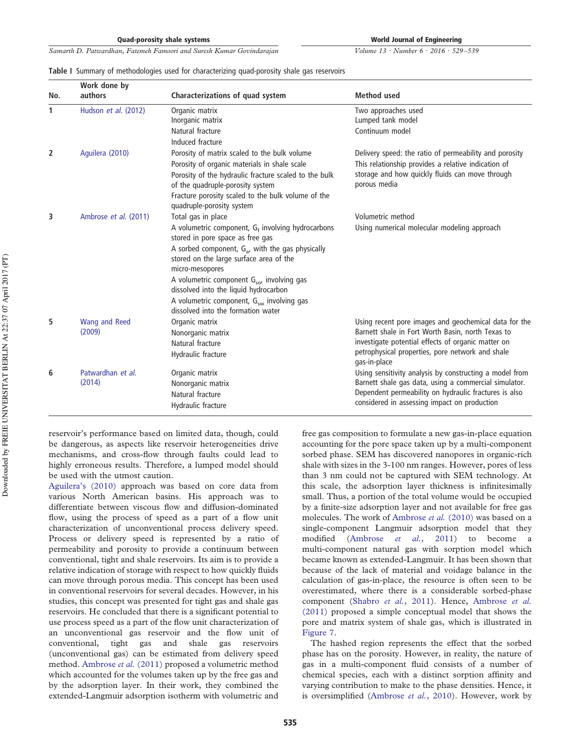**Table I** Summary of methodologies used for characterizing quad-porosity shale gas reservoirs

| No. | Work done by authors | Characterizations of quad system | Method used |
|---|---|---|---|
| 1 | Hudson *et al.* (2012) | Organic matrix<br>Inorganic matrix<br>Natural fracture<br>Induced fracture | Two approaches used<br>Lumped tank model<br>Continuum model |
| 2 | Aguilera (2010) | Porosity of matrix scaled to the bulk volume<br>Porosity of organic materials in shale scale<br>Porosity of the hydraulic fracture scaled to the bulk of the quadruple-porosity system<br>Fracture porosity scaled to the bulk volume of the quadruple-porosity system | Delivery speed: the ratio of permeability and porosity<br>This relationship provides a relative indication of storage and how quickly fluids can move through porous media |
| 3 | Ambrose *et al.* (2011) | Total gas in place<br>A volumetric component, $G_f$ involving hydrocarbons stored in pore space as free gas<br>A sorbed component, $G_a$, with the gas physically stored on the large surface area of the micro-mesopores<br>A volumetric component $G_{so}$, involving gas dissolved into the liquid hydrocarbon<br>A volumetric component, $G_{sw}$ involving gas dissolved into the formation water | Volumetric method<br>Using numerical molecular modeling approach |
| 5 | Wang and Reed (2009) | Organic matrix<br>Nonorganic matrix<br>Natural fracture<br>Hydraulic fracture | Using recent pore images and geochemical data for the Barnett shale in Fort Worth Basin, north Texas to investigate potential effects of organic matter on petrophysical properties, pore network and shale gas-in-place |
| 6 | Patwardhan *et al.* (2014) | Organic matrix<br>Nonorganic matrix<br>Natural fracture<br>Hydraulic fracture | Using sensitivity analysis by constructing a model from Barnett shale gas data, using a commercial simulator. Dependent permeability on hydraulic fractures is also considered in assessing impact on production |

reservoir's performance based on limited data, though, could be dangerous, as aspects like reservoir heterogeneities drive mechanisms, and cross-flow through faults could lead to highly erroneous results. Therefore, a lumped model should be used with the utmost caution.

Aguilera's (2010) approach was based on core data from various North American basins. His approach was to differentiate between viscous flow and diffusion-dominated flow, using the process of speed as a part of a flow unit characterization of unconventional process delivery speed. Process or delivery speed is represented by a ratio of permeability and porosity to provide a continuum between conventional, tight and shale reservoirs. Its aim is to provide a relative indication of storage with respect to how quickly fluids can move through porous media. This concept has been used in conventional reservoirs for several decades. However, in his studies, this concept was presented for tight gas and shale gas reservoirs. He concluded that there is a significant potential to use process speed as a part of the flow unit characterization of an unconventional gas reservoir and the flow unit of conventional, tight gas and shale gas reservoirs (unconventional gas) can be estimated from delivery speed method. Ambrose *et al.* (2011) proposed a volumetric method which accounted for the volumes taken up by the free gas and by the adsorption layer. In their work, they combined the extended-Langmuir adsorption isotherm with volumetric and free gas composition to formulate a new gas-in-place equation accounting for the pore space taken up by a multi-component sorbed phase. SEM has discovered nanopores in organic-rich shale with sizes in the 3-100 nm ranges. However, pores of less than 3 nm could not be captured with SEM technology. At this scale, the adsorption layer thickness is infinitesimally small. Thus, a portion of the total volume would be occupied by a finite-size adsorption layer and not available for free gas molecules. The work of Ambrose *et al.* (2010) was based on a single-component Langmuir adsorption model that they modified (Ambrose *et al.*, 2011) to become a multi-component natural gas with sorption model which became known as extended-Langmuir. It has been shown that because of the lack of material and voidage balance in the calculation of gas-in-place, the resource is often seen to be overestimated, where there is a considerable sorbed-phase component (Shabro *et al.*, 2011). Hence, Ambrose *et al.* (2011) proposed a simple conceptual model that shows the pore and matrix system of shale gas, which is illustrated in Figure 7.

The hashed region represents the effect that the sorbed phase has on the porosity. However, in reality, the nature of gas in a multi-component fluid consists of a number of chemical species, each with a distinct sorption affinity and varying contribution to make to the phase densities. Hence, it is oversimplified (Ambrose *et al.*, 2010). However, work by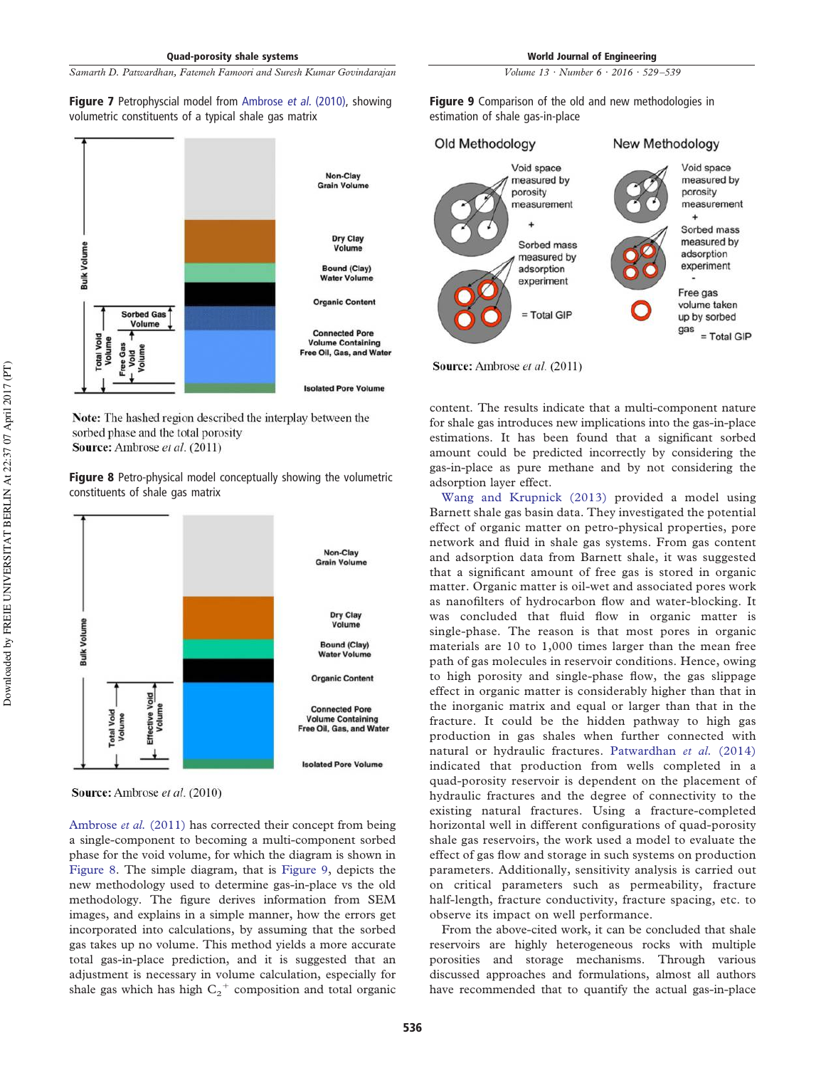**Figure 7** Petrophyscial model from Ambrose *et al.* (2010), showing volumetric constituents of a typical shale gas matrix

Bulk Volume

Total Void Volume

Sorbed Gas Volume

Free Gas Void Volume

Non-Clay Grain Volume

Dry Clay Volume

Bound (Clay) Water Volume

Organic Content

Connected Pore Volume Containing Free Oil, Gas, and Water

Isolated Pore Volume

**Note:** The hashed region described the interplay between the sorbed phase and the total porosity
**Source:** Ambrose *et al.* (2011)

**Figure 8** Petro-physical model conceptually showing the volumetric constituents of shale gas matrix

Bulk Volume

Total Void Volume

Effective Void Volume

Non-Clay Grain Volume

Dry Clay Volume

Bound (Clay) Water Volume

Organic Content

Connected Pore Volume Containing Free Oil, Gas, and Water

Isolated Pore Volume

**Source:** Ambrose *et al.* (2010)

Ambrose *et al.* (2011) has corrected their concept from being a single-component to becoming a multi-component sorbed phase for the void volume, for which the diagram is shown in Figure 8. The simple diagram, that is Figure 9, depicts the new methodology used to determine gas-in-place vs the old methodology. The figure derives information from SEM images, and explains in a simple manner, how the errors get incorporated into calculations, by assuming that the sorbed gas takes up no volume. This method yields a more accurate total gas-in-place prediction, and it is suggested that an adjustment is necessary in volume calculation, especially for shale gas which has high $C_2^+$ composition and total organic content. The results indicate that a multi-component nature for shale gas reservoirs introduces new implications into the gas-in-place estimations. It has been found that a significant sorbed amount could be predicted incorrectly by considering the gas-in-place as pure methane and by not considering the adsorption layer effect.

**Figure 9** Comparison of the old and new methodologies in estimation of shale gas-in-place

Old Methodology

Void space measured by porosity measurement

+

Sorbed mass measured by adsorption experiment

= Total GIP

New Methodology

Void space measured by porosity measurement

+

Sorbed mass measured by adsorption experiment

-

Free gas volume taken up by sorbed gas

= Total GIP

**Source:** Ambrose *et al.* (2011)

Wang and Krupnick (2013) provided a model using Barnett shale gas basin data. They investigated the potential effect of organic matter on petro-physical properties, pore network and fluid in shale gas systems. From gas content and adsorption data from Barnett shale, it was suggested that a significant amount of free gas is stored in organic matter. Organic matter is oil-wet and associated pores work as nanofilters of hydrocarbon flow and water-blocking. It was concluded that fluid flow in organic matter is single-phase. The reason is that most pores in organic materials are 10 to 1,000 times larger than the mean free path of gas molecules in reservoir conditions. Hence, owing to high porosity and single-phase flow, the gas slippage effect in organic matter is considerably higher than that in the inorganic matrix and equal or larger than that in the fracture. It could be the hidden pathway to high gas production in gas shales when further connected with natural or hydraulic fractures. Patwardhan *et al.* (2014) indicated that production from wells completed in a quad-porosity reservoir is dependent on the placement of hydraulic fractures and the degree of connectivity to the existing natural fractures. Using a fracture-completed horizontal well in different configurations of quad-porosity shale gas reservoirs, the work used a model to evaluate the effect of gas flow and storage in such systems on production parameters. Additionally, sensitivity analysis is carried out on critical parameters such as permeability, fracture half-length, fracture conductivity, fracture spacing, etc. to observe its impact on well performance.

From the above-cited work, it can be concluded that shale reservoirs are highly heterogeneous rocks with multiple porosities and storage mechanisms. Through various discussed approaches and formulations, almost all authors have recommended that to quantify the actual gas-in-place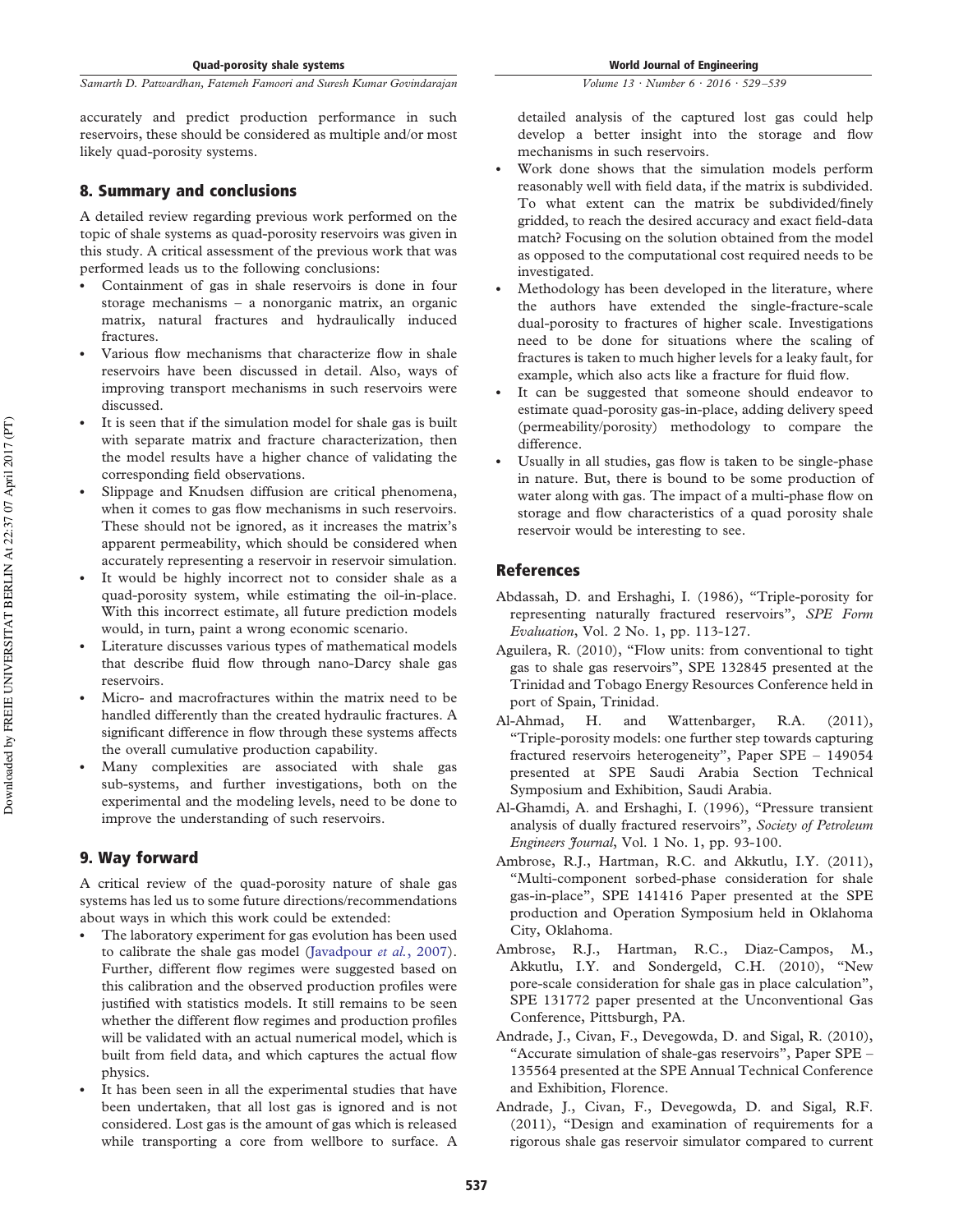accurately and predict production performance in such reservoirs, these should be considered as multiple and/or most likely quad-porosity systems.

## 8. Summary and conclusions

A detailed review regarding previous work performed on the topic of shale systems as quad-porosity reservoirs was given in this study. A critical assessment of the previous work that was performed leads us to the following conclusions:

- Containment of gas in shale reservoirs is done in four storage mechanisms – a nonorganic matrix, an organic matrix, natural fractures and hydraulically induced fractures.
- Various flow mechanisms that characterize flow in shale reservoirs have been discussed in detail. Also, ways of improving transport mechanisms in such reservoirs were discussed.
- It is seen that if the simulation model for shale gas is built with separate matrix and fracture characterization, then the model results have a higher chance of validating the corresponding field observations.
- Slippage and Knudsen diffusion are critical phenomena, when it comes to gas flow mechanisms in such reservoirs. These should not be ignored, as it increases the matrix's apparent permeability, which should be considered when accurately representing a reservoir in reservoir simulation.
- It would be highly incorrect not to consider shale as a quad-porosity system, while estimating the oil-in-place. With this incorrect estimate, all future prediction models would, in turn, paint a wrong economic scenario.
- Literature discusses various types of mathematical models that describe fluid flow through nano-Darcy shale gas reservoirs.
- Micro- and macrofractures within the matrix need to be handled differently than the created hydraulic fractures. A significant difference in flow through these systems affects the overall cumulative production capability.
- Many complexities are associated with shale gas sub-systems, and further investigations, both on the experimental and the modeling levels, need to be done to improve the understanding of such reservoirs.

## 9. Way forward

A critical review of the quad-porosity nature of shale gas systems has led us to some future directions/recommendations about ways in which this work could be extended:

- The laboratory experiment for gas evolution has been used to calibrate the shale gas model (Javadpour *et al.*, 2007). Further, different flow regimes were suggested based on this calibration and the observed production profiles were justified with statistics models. It still remains to be seen whether the different flow regimes and production profiles will be validated with an actual numerical model, which is built from field data, and which captures the actual flow physics.
- It has been seen in all the experimental studies that have been undertaken, that all lost gas is ignored and is not considered. Lost gas is the amount of gas which is released while transporting a core from wellbore to surface. A detailed analysis of the captured lost gas could help develop a better insight into the storage and flow mechanisms in such reservoirs.
- Work done shows that the simulation models perform reasonably well with field data, if the matrix is subdivided. To what extent can the matrix be subdivided/finely gridded, to reach the desired accuracy and exact field-data match? Focusing on the solution obtained from the model as opposed to the computational cost required needs to be investigated.
- Methodology has been developed in the literature, where the authors have extended the single-fracture-scale dual-porosity to fractures of higher scale. Investigations need to be done for situations where the scaling of fractures is taken to much higher levels for a leaky fault, for example, which also acts like a fracture for fluid flow.
- It can be suggested that someone should endeavor to estimate quad-porosity gas-in-place, adding delivery speed (permeability/porosity) methodology to compare the difference.
- Usually in all studies, gas flow is taken to be single-phase in nature. But, there is bound to be some production of water along with gas. The impact of a multi-phase flow on storage and flow characteristics of a quad porosity shale reservoir would be interesting to see.

## References

Abdassah, D. and Ershaghi, I. (1986), "Triple-porosity for representing naturally fractured reservoirs", *SPE Form Evaluation*, Vol. 2 No. 1, pp. 113-127.

Aguilera, R. (2010), "Flow units: from conventional to tight gas to shale gas reservoirs", SPE 132845 presented at the Trinidad and Tobago Energy Resources Conference held in port of Spain, Trinidad.

Al-Ahmad, H. and Wattenbarger, R.A. (2011), "Triple-porosity models: one further step towards capturing fractured reservoirs heterogeneity", Paper SPE – 149054 presented at SPE Saudi Arabia Section Technical Symposium and Exhibition, Saudi Arabia.

Al-Ghamdi, A. and Ershaghi, I. (1996), "Pressure transient analysis of dually fractured reservoirs", *Society of Petroleum Engineers Journal*, Vol. 1 No. 1, pp. 93-100.

Ambrose, R.J., Hartman, R.C. and Akkutlu, I.Y. (2011), "Multi-component sorbed-phase consideration for shale gas-in-place", SPE 141416 Paper presented at the SPE production and Operation Symposium held in Oklahoma City, Oklahoma.

Ambrose, R.J., Hartman, R.C., Diaz-Campos, M., Akkutlu, I.Y. and Sondergeld, C.H. (2010), "New pore-scale consideration for shale gas in place calculation", SPE 131772 paper presented at the Unconventional Gas Conference, Pittsburgh, PA.

Andrade, J., Civan, F., Devegowda, D. and Sigal, R. (2010), "Accurate simulation of shale-gas reservoirs", Paper SPE – 135564 presented at the SPE Annual Technical Conference and Exhibition, Florence.

Andrade, J., Civan, F., Devegowda, D. and Sigal, R.F. (2011), "Design and examination of requirements for a rigorous shale gas reservoir simulator compared to current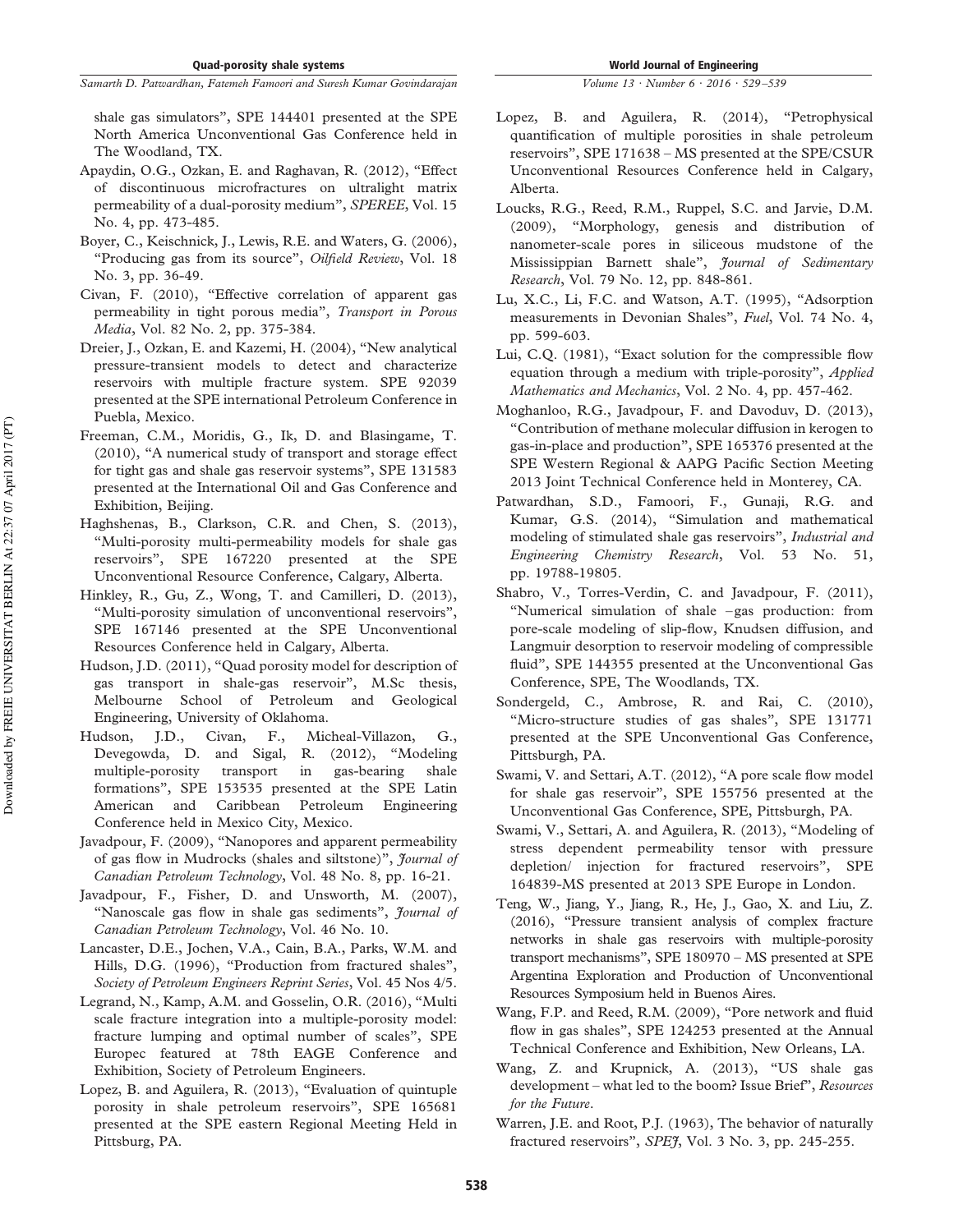shale gas simulators", SPE 144401 presented at the SPE North America Unconventional Gas Conference held in The Woodland, TX.

Apaydin, O.G., Ozkan, E. and Raghavan, R. (2012), "Effect of discontinuous microfractures on ultralight matrix permeability of a dual-porosity medium", *SPEREE*, Vol. 15 No. 4, pp. 473-485.

Boyer, C., Keischnick, J., Lewis, R.E. and Waters, G. (2006), "Producing gas from its source", *Oilfield Review*, Vol. 18 No. 3, pp. 36-49.

Civan, F. (2010), "Effective correlation of apparent gas permeability in tight porous media", *Transport in Porous Media*, Vol. 82 No. 2, pp. 375-384.

Dreier, J., Ozkan, E. and Kazemi, H. (2004), "New analytical pressure-transient models to detect and characterize reservoirs with multiple fracture system. SPE 92039 presented at the SPE international Petroleum Conference in Puebla, Mexico.

Freeman, C.M., Moridis, G., Ik, D. and Blasingame, T. (2010), "A numerical study of transport and storage effect for tight gas and shale gas reservoir systems", SPE 131583 presented at the International Oil and Gas Conference and Exhibition, Beijing.

Haghshenas, B., Clarkson, C.R. and Chen, S. (2013), "Multi-porosity multi-permeability models for shale gas reservoirs", SPE 167220 presented at the SPE Unconventional Resource Conference, Calgary, Alberta.

Hinkley, R., Gu, Z., Wong, T. and Camilleri, D. (2013), "Multi-porosity simulation of unconventional reservoirs", SPE 167146 presented at the SPE Unconventional Resources Conference held in Calgary, Alberta.

Hudson, J.D. (2011), "Quad porosity model for description of gas transport in shale-gas reservoir", M.Sc thesis, Melbourne School of Petroleum and Geological Engineering, University of Oklahoma.

Hudson, J.D., Civan, F., Micheal-Villazon, G., Devegowda, D. and Sigal, R. (2012), "Modeling multiple-porosity transport in gas-bearing shale formations", SPE 153535 presented at the SPE Latin American and Caribbean Petroleum Engineering Conference held in Mexico City, Mexico.

Javadpour, F. (2009), "Nanopores and apparent permeability of gas flow in Mudrocks (shales and siltstone)", *Journal of Canadian Petroleum Technology*, Vol. 48 No. 8, pp. 16-21.

Javadpour, F., Fisher, D. and Unsworth, M. (2007), "Nanoscale gas flow in shale gas sediments", *Journal of Canadian Petroleum Technology*, Vol. 46 No. 10.

Lancaster, D.E., Jochen, V.A., Cain, B.A., Parks, W.M. and Hills, D.G. (1996), "Production from fractured shales", *Society of Petroleum Engineers Reprint Series*, Vol. 45 Nos 4/5.

Legrand, N., Kamp, A.M. and Gosselin, O.R. (2016), "Multi scale fracture integration into a multiple-porosity model: fracture lumping and optimal number of scales", SPE Europec featured at 78th EAGE Conference and Exhibition, Society of Petroleum Engineers.

Lopez, B. and Aguilera, R. (2013), "Evaluation of quintuple porosity in shale petroleum reservoirs", SPE 165681 presented at the SPE eastern Regional Meeting Held in Pittsburg, PA.

Lopez, B. and Aguilera, R. (2014), "Petrophysical quantification of multiple porosities in shale petroleum reservoirs", SPE 171638 – MS presented at the SPE/CSUR Unconventional Resources Conference held in Calgary, Alberta.

Loucks, R.G., Reed, R.M., Ruppel, S.C. and Jarvie, D.M. (2009), "Morphology, genesis and distribution of nanometer-scale pores in siliceous mudstone of the Mississippian Barnett shale", *Journal of Sedimentary Research*, Vol. 79 No. 12, pp. 848-861.

Lu, X.C., Li, F.C. and Watson, A.T. (1995), "Adsorption measurements in Devonian Shales", *Fuel*, Vol. 74 No. 4, pp. 599-603.

Lui, C.Q. (1981), "Exact solution for the compressible flow equation through a medium with triple-porosity", *Applied Mathematics and Mechanics*, Vol. 2 No. 4, pp. 457-462.

Moghanloo, R.G., Javadpour, F. and Davoduv, D. (2013), "Contribution of methane molecular diffusion in kerogen to gas-in-place and production", SPE 165376 presented at the SPE Western Regional & AAPG Pacific Section Meeting 2013 Joint Technical Conference held in Monterey, CA.

Patwardhan, S.D., Famoori, F., Gunaji, R.G. and Kumar, G.S. (2014), "Simulation and mathematical modeling of stimulated shale gas reservoirs", *Industrial and Engineering Chemistry Research*, Vol. 53 No. 51, pp. 19788-19805.

Shabro, V., Torres-Verdin, C. and Javadpour, F. (2011), "Numerical simulation of shale –gas production: from pore-scale modeling of slip-flow, Knudsen diffusion, and Langmuir desorption to reservoir modeling of compressible fluid", SPE 144355 presented at the Unconventional Gas Conference, SPE, The Woodlands, TX.

Sondergeld, C., Ambrose, R. and Rai, C. (2010), "Micro-structure studies of gas shales", SPE 131771 presented at the SPE Unconventional Gas Conference, Pittsburgh, PA.

Swami, V. and Settari, A.T. (2012), "A pore scale flow model for shale gas reservoir", SPE 155756 presented at the Unconventional Gas Conference, SPE, Pittsburgh, PA.

Swami, V., Settari, A. and Aguilera, R. (2013), "Modeling of stress dependent permeability tensor with pressure depletion/ injection for fractured reservoirs", SPE 164839-MS presented at 2013 SPE Europe in London.

Teng, W., Jiang, Y., Jiang, R., He, J., Gao, X. and Liu, Z. (2016), "Pressure transient analysis of complex fracture networks in shale gas reservoirs with multiple-porosity transport mechanisms", SPE 180970 – MS presented at SPE Argentina Exploration and Production of Unconventional Resources Symposium held in Buenos Aires.

Wang, F.P. and Reed, R.M. (2009), "Pore network and fluid flow in gas shales", SPE 124253 presented at the Annual Technical Conference and Exhibition, New Orleans, LA.

Wang, Z. and Krupnick, A. (2013), "US shale gas development – what led to the boom? Issue Brief", *Resources for the Future*.

Warren, J.E. and Root, P.J. (1963), The behavior of naturally fractured reservoirs", *SPEJ*, Vol. 3 No. 3, pp. 245-255.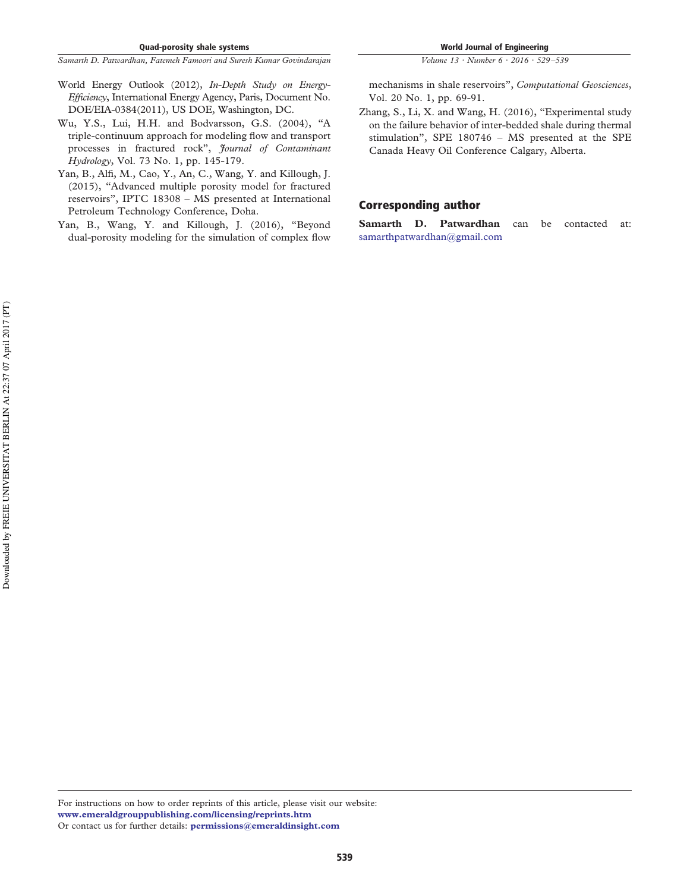World Energy Outlook (2012), *In-Depth Study on Energy-Efficiency*, International Energy Agency, Paris, Document No. DOE/EIA-0384(2011), US DOE, Washington, DC.

Wu, Y.S., Lui, H.H. and Bodvarsson, G.S. (2004), "A triple-continuum approach for modeling flow and transport processes in fractured rock", *Journal of Contaminant Hydrology*, Vol. 73 No. 1, pp. 145-179.

Yan, B., Alfi, M., Cao, Y., An, C., Wang, Y. and Killough, J. (2015), "Advanced multiple porosity model for fractured reservoirs", IPTC 18308 – MS presented at International Petroleum Technology Conference, Doha.

Yan, B., Wang, Y. and Killough, J. (2016), "Beyond dual-porosity modeling for the simulation of complex flow mechanisms in shale reservoirs", *Computational Geosciences*, Vol. 20 No. 1, pp. 69-91.

Zhang, S., Li, X. and Wang, H. (2016), "Experimental study on the failure behavior of inter-bedded shale during thermal stimulation", SPE 180746 – MS presented at the SPE Canada Heavy Oil Conference Calgary, Alberta.

## Corresponding author

**Samarth D. Patwardhan** can be contacted at: samarthpatwardhan@gmail.com

For instructions on how to order reprints of this article, please visit our website:
**www.emeraldgrouppublishing.com/licensing/reprints.htm**
Or contact us for further details: **permissions@emeraldinsight.com**